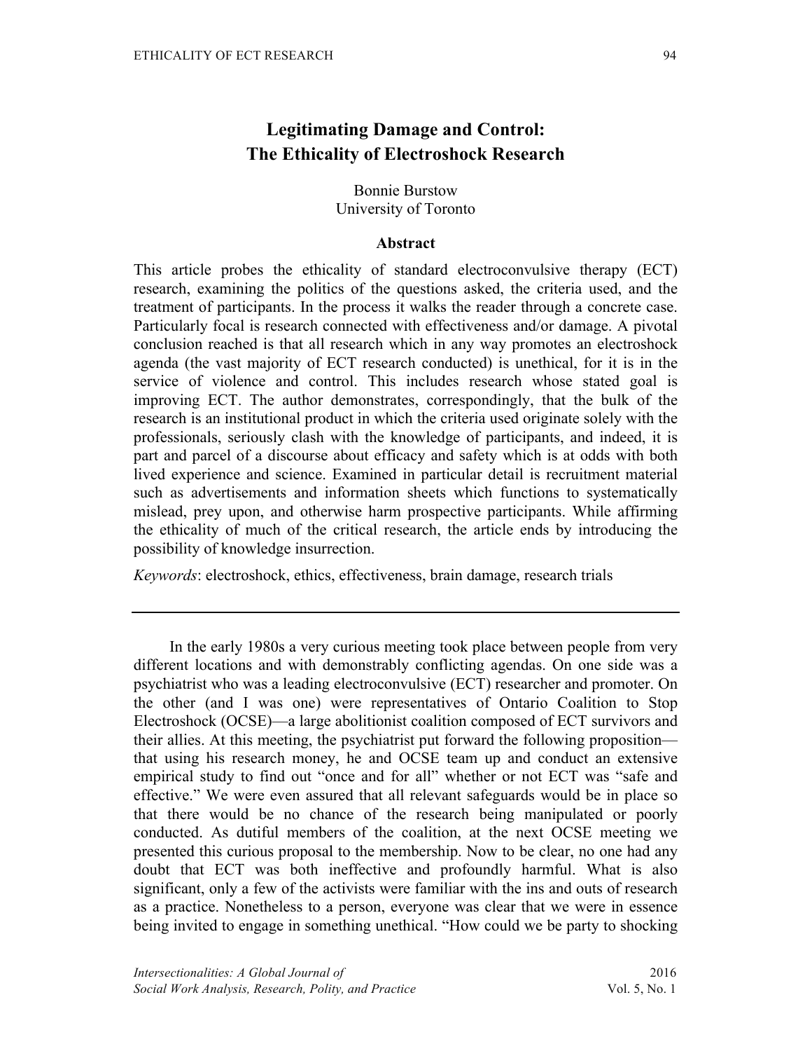# Legitimating Damage and Control: The Ethicality of Electroshock Research

Bonnie Burstow
University of Toronto

## Abstract

This article probes the ethicality of standard electroconvulsive therapy (ECT) research, examining the politics of the questions asked, the criteria used, and the treatment of participants. In the process it walks the reader through a concrete case. Particularly focal is research connected with effectiveness and/or damage. A pivotal conclusion reached is that all research which in any way promotes an electroshock agenda (the vast majority of ECT research conducted) is unethical, for it is in the service of violence and control. This includes research whose stated goal is improving ECT. The author demonstrates, correspondingly, that the bulk of the research is an institutional product in which the criteria used originate solely with the professionals, seriously clash with the knowledge of participants, and indeed, it is part and parcel of a discourse about efficacy and safety which is at odds with both lived experience and science. Examined in particular detail is recruitment material such as advertisements and information sheets which functions to systematically mislead, prey upon, and otherwise harm prospective participants. While affirming the ethicality of much of the critical research, the article ends by introducing the possibility of knowledge insurrection.

*Keywords*: electroshock, ethics, effectiveness, brain damage, research trials

---

In the early 1980s a very curious meeting took place between people from very different locations and with demonstrably conflicting agendas. On one side was a psychiatrist who was a leading electroconvulsive (ECT) researcher and promoter. On the other (and I was one) were representatives of Ontario Coalition to Stop Electroshock (OCSE)—a large abolitionist coalition composed of ECT survivors and their allies. At this meeting, the psychiatrist put forward the following proposition—that using his research money, he and OCSE team up and conduct an extensive empirical study to find out "once and for all" whether or not ECT was "safe and effective." We were even assured that all relevant safeguards would be in place so that there would be no chance of the research being manipulated or poorly conducted. As dutiful members of the coalition, at the next OCSE meeting we presented this curious proposal to the membership. Now to be clear, no one had any doubt that ECT was both ineffective and profoundly harmful. What is also significant, only a few of the activists were familiar with the ins and outs of research as a practice. Nonetheless to a person, everyone was clear that we were in essence being invited to engage in something unethical. "How could we be party to shocking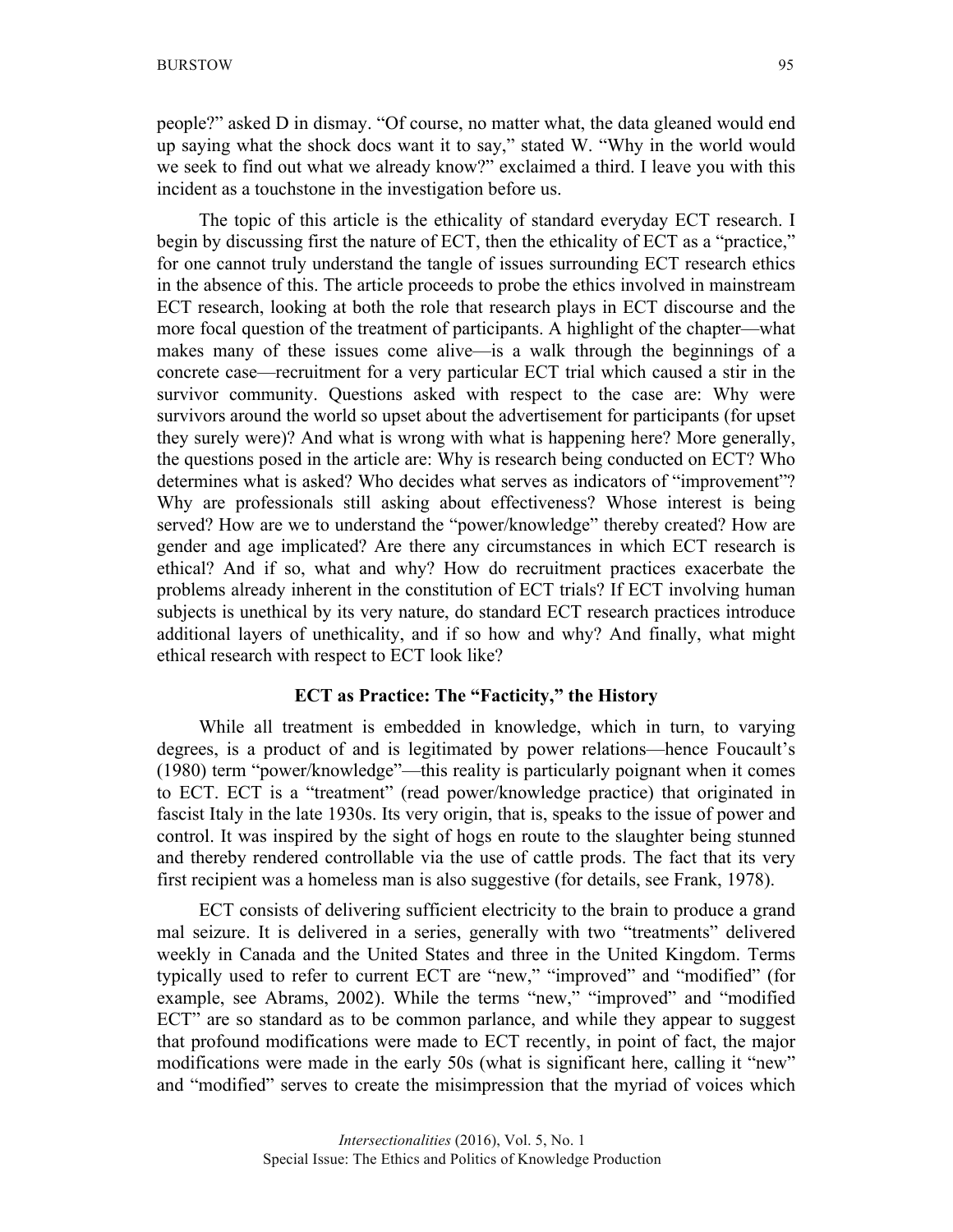people?" asked D in dismay. "Of course, no matter what, the data gleaned would end up saying what the shock docs want it to say," stated W. "Why in the world would we seek to find out what we already know?" exclaimed a third. I leave you with this incident as a touchstone in the investigation before us.

The topic of this article is the ethicality of standard everyday ECT research. I begin by discussing first the nature of ECT, then the ethicality of ECT as a "practice," for one cannot truly understand the tangle of issues surrounding ECT research ethics in the absence of this. The article proceeds to probe the ethics involved in mainstream ECT research, looking at both the role that research plays in ECT discourse and the more focal question of the treatment of participants. A highlight of the chapter—what makes many of these issues come alive—is a walk through the beginnings of a concrete case—recruitment for a very particular ECT trial which caused a stir in the survivor community. Questions asked with respect to the case are: Why were survivors around the world so upset about the advertisement for participants (for upset they surely were)? And what is wrong with what is happening here? More generally, the questions posed in the article are: Why is research being conducted on ECT? Who determines what is asked? Who decides what serves as indicators of "improvement"? Why are professionals still asking about effectiveness? Whose interest is being served? How are we to understand the "power/knowledge" thereby created? How are gender and age implicated? Are there any circumstances in which ECT research is ethical? And if so, what and why? How do recruitment practices exacerbate the problems already inherent in the constitution of ECT trials? If ECT involving human subjects is unethical by its very nature, do standard ECT research practices introduce additional layers of unethicality, and if so how and why? And finally, what might ethical research with respect to ECT look like?

## ECT as Practice: The "Facticity," the History

While all treatment is embedded in knowledge, which in turn, to varying degrees, is a product of and is legitimated by power relations—hence Foucault's (1980) term "power/knowledge"—this reality is particularly poignant when it comes to ECT. ECT is a "treatment" (read power/knowledge practice) that originated in fascist Italy in the late 1930s. Its very origin, that is, speaks to the issue of power and control. It was inspired by the sight of hogs en route to the slaughter being stunned and thereby rendered controllable via the use of cattle prods. The fact that its very first recipient was a homeless man is also suggestive (for details, see Frank, 1978).

ECT consists of delivering sufficient electricity to the brain to produce a grand mal seizure. It is delivered in a series, generally with two "treatments" delivered weekly in Canada and the United States and three in the United Kingdom. Terms typically used to refer to current ECT are "new," "improved" and "modified" (for example, see Abrams, 2002). While the terms "new," "improved" and "modified ECT" are so standard as to be common parlance, and while they appear to suggest that profound modifications were made to ECT recently, in point of fact, the major modifications were made in the early 50s (what is significant here, calling it "new" and "modified" serves to create the misimpression that the myriad of voices which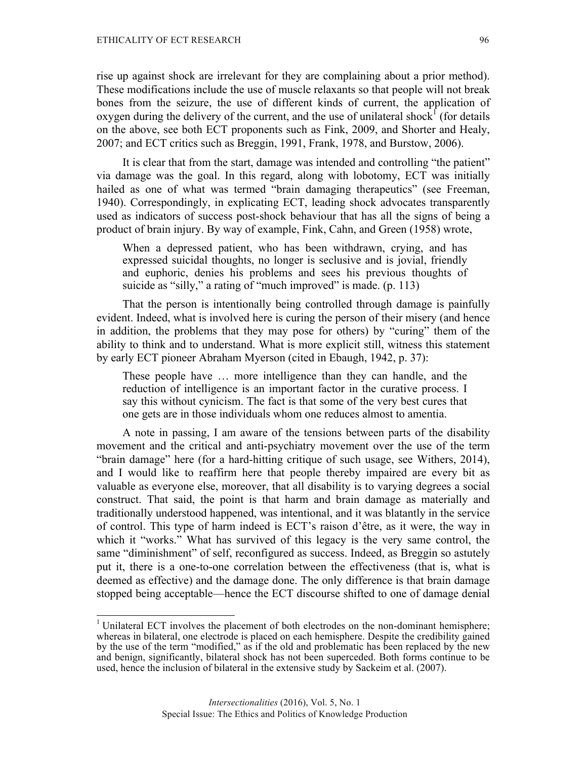rise up against shock are irrelevant for they are complaining about a prior method). These modifications include the use of muscle relaxants so that people will not break bones from the seizure, the use of different kinds of current, the application of oxygen during the delivery of the current, and the use of unilateral shock[1] (for details on the above, see both ECT proponents such as Fink, 2009, and Shorter and Healy, 2007; and ECT critics such as Breggin, 1991, Frank, 1978, and Burstow, 2006).

It is clear that from the start, damage was intended and controlling "the patient" via damage was the goal. In this regard, along with lobotomy, ECT was initially hailed as one of what was termed "brain damaging therapeutics" (see Freeman, 1940). Correspondingly, in explicating ECT, leading shock advocates transparently used as indicators of success post-shock behaviour that has all the signs of being a product of brain injury. By way of example, Fink, Cahn, and Green (1958) wrote,

> When a depressed patient, who has been withdrawn, crying, and has expressed suicidal thoughts, no longer is seclusive and is jovial, friendly and euphoric, denies his problems and sees his previous thoughts of suicide as "silly," a rating of "much improved" is made. (p. 113)

That the person is intentionally being controlled through damage is painfully evident. Indeed, what is involved here is curing the person of their misery (and hence in addition, the problems that they may pose for others) by "curing" them of the ability to think and to understand. What is more explicit still, witness this statement by early ECT pioneer Abraham Myerson (cited in Ebaugh, 1942, p. 37):

> These people have … more intelligence than they can handle, and the reduction of intelligence is an important factor in the curative process. I say this without cynicism. The fact is that some of the very best cures that one gets are in those individuals whom one reduces almost to amentia.

A note in passing, I am aware of the tensions between parts of the disability movement and the critical and anti-psychiatry movement over the use of the term "brain damage" here (for a hard-hitting critique of such usage, see Withers, 2014), and I would like to reaffirm here that people thereby impaired are every bit as valuable as everyone else, moreover, that all disability is to varying degrees a social construct. That said, the point is that harm and brain damage as materially and traditionally understood happened, was intentional, and it was blatantly in the service of control. This type of harm indeed is ECT's raison d'être, as it were, the way in which it "works." What has survived of this legacy is the very same control, the same "diminishment" of self, reconfigured as success. Indeed, as Breggin so astutely put it, there is a one-to-one correlation between the effectiveness (that is, what is deemed as effective) and the damage done. The only difference is that brain damage stopped being acceptable—hence the ECT discourse shifted to one of damage denial

---

[1] Unilateral ECT involves the placement of both electrodes on the non-dominant hemisphere; whereas in bilateral, one electrode is placed on each hemisphere. Despite the credibility gained by the use of the term "modified," as if the old and problematic has been replaced by the new and benign, significantly, bilateral shock has not been superceded. Both forms continue to be used, hence the inclusion of bilateral in the extensive study by Sackeim et al. (2007).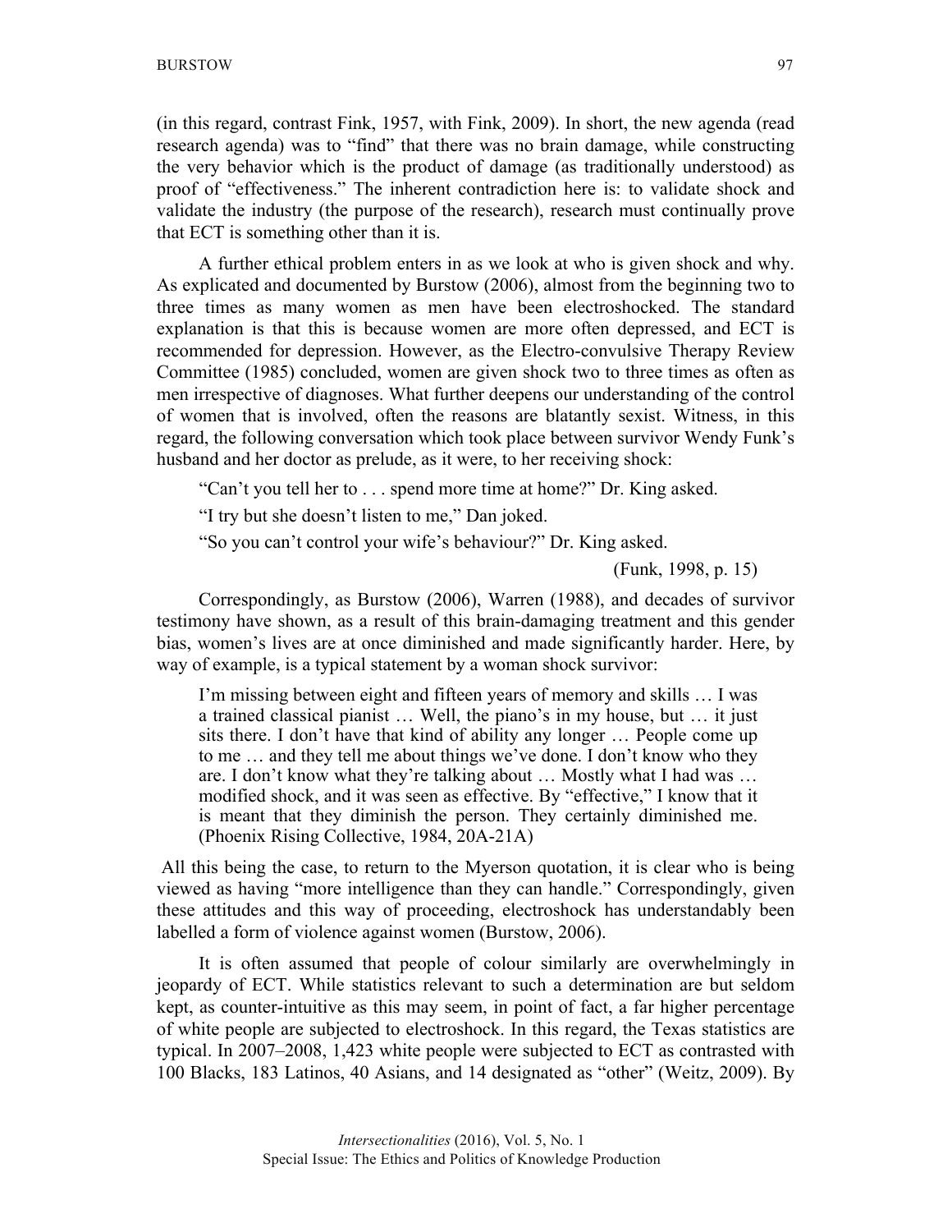(in this regard, contrast Fink, 1957, with Fink, 2009). In short, the new agenda (read research agenda) was to "find" that there was no brain damage, while constructing the very behavior which is the product of damage (as traditionally understood) as proof of "effectiveness." The inherent contradiction here is: to validate shock and validate the industry (the purpose of the research), research must continually prove that ECT is something other than it is.

A further ethical problem enters in as we look at who is given shock and why. As explicated and documented by Burstow (2006), almost from the beginning two to three times as many women as men have been electroshocked. The standard explanation is that this is because women are more often depressed, and ECT is recommended for depression. However, as the Electro-convulsive Therapy Review Committee (1985) concluded, women are given shock two to three times as often as men irrespective of diagnoses. What further deepens our understanding of the control of women that is involved, often the reasons are blatantly sexist. Witness, in this regard, the following conversation which took place between survivor Wendy Funk's husband and her doctor as prelude, as it were, to her receiving shock:

> "Can't you tell her to . . . spend more time at home?" Dr. King asked.
>
> "I try but she doesn't listen to me," Dan joked.
>
> "So you can't control your wife's behaviour?" Dr. King asked.
>
> (Funk, 1998, p. 15)

Correspondingly, as Burstow (2006), Warren (1988), and decades of survivor testimony have shown, as a result of this brain-damaging treatment and this gender bias, women's lives are at once diminished and made significantly harder. Here, by way of example, is a typical statement by a woman shock survivor:

> I'm missing between eight and fifteen years of memory and skills … I was a trained classical pianist … Well, the piano's in my house, but … it just sits there. I don't have that kind of ability any longer … People come up to me … and they tell me about things we've done. I don't know who they are. I don't know what they're talking about … Mostly what I had was … modified shock, and it was seen as effective. By "effective," I know that it is meant that they diminish the person. They certainly diminished me. (Phoenix Rising Collective, 1984, 20A-21A)

All this being the case, to return to the Myerson quotation, it is clear who is being viewed as having "more intelligence than they can handle." Correspondingly, given these attitudes and this way of proceeding, electroshock has understandably been labelled a form of violence against women (Burstow, 2006).

It is often assumed that people of colour similarly are overwhelmingly in jeopardy of ECT. While statistics relevant to such a determination are but seldom kept, as counter-intuitive as this may seem, in point of fact, a far higher percentage of white people are subjected to electroshock. In this regard, the Texas statistics are typical. In 2007–2008, 1,423 white people were subjected to ECT as contrasted with 100 Blacks, 183 Latinos, 40 Asians, and 14 designated as "other" (Weitz, 2009). By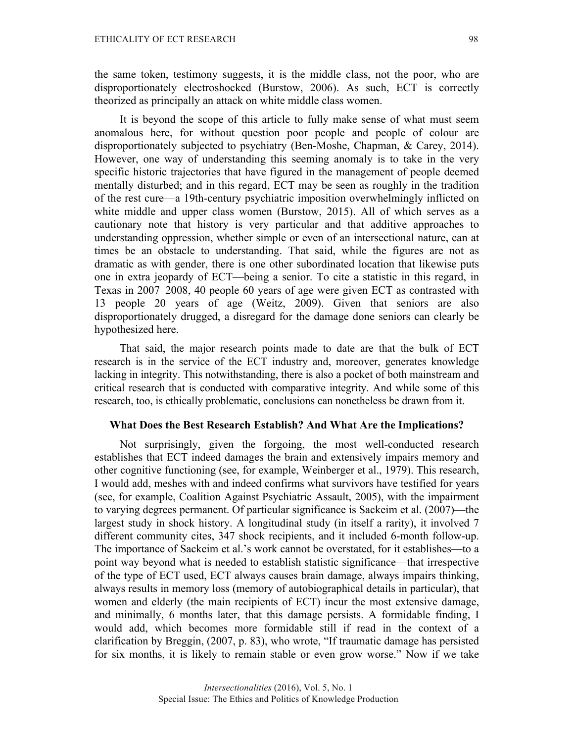the same token, testimony suggests, it is the middle class, not the poor, who are disproportionately electroshocked (Burstow, 2006). As such, ECT is correctly theorized as principally an attack on white middle class women.

It is beyond the scope of this article to fully make sense of what must seem anomalous here, for without question poor people and people of colour are disproportionately subjected to psychiatry (Ben-Moshe, Chapman, & Carey, 2014). However, one way of understanding this seeming anomaly is to take in the very specific historic trajectories that have figured in the management of people deemed mentally disturbed; and in this regard, ECT may be seen as roughly in the tradition of the rest cure—a 19th-century psychiatric imposition overwhelmingly inflicted on white middle and upper class women (Burstow, 2015). All of which serves as a cautionary note that history is very particular and that additive approaches to understanding oppression, whether simple or even of an intersectional nature, can at times be an obstacle to understanding. That said, while the figures are not as dramatic as with gender, there is one other subordinated location that likewise puts one in extra jeopardy of ECT—being a senior. To cite a statistic in this regard, in Texas in 2007–2008, 40 people 60 years of age were given ECT as contrasted with 13 people 20 years of age (Weitz, 2009). Given that seniors are also disproportionately drugged, a disregard for the damage done seniors can clearly be hypothesized here.

That said, the major research points made to date are that the bulk of ECT research is in the service of the ECT industry and, moreover, generates knowledge lacking in integrity. This notwithstanding, there is also a pocket of both mainstream and critical research that is conducted with comparative integrity. And while some of this research, too, is ethically problematic, conclusions can nonetheless be drawn from it.

## What Does the Best Research Establish? And What Are the Implications?

Not surprisingly, given the forgoing, the most well-conducted research establishes that ECT indeed damages the brain and extensively impairs memory and other cognitive functioning (see, for example, Weinberger et al., 1979). This research, I would add, meshes with and indeed confirms what survivors have testified for years (see, for example, Coalition Against Psychiatric Assault, 2005), with the impairment to varying degrees permanent. Of particular significance is Sackeim et al. (2007)—the largest study in shock history. A longitudinal study (in itself a rarity), it involved 7 different community cites, 347 shock recipients, and it included 6-month follow-up. The importance of Sackeim et al.'s work cannot be overstated, for it establishes—to a point way beyond what is needed to establish statistic significance—that irrespective of the type of ECT used, ECT always causes brain damage, always impairs thinking, always results in memory loss (memory of autobiographical details in particular), that women and elderly (the main recipients of ECT) incur the most extensive damage, and minimally, 6 months later, that this damage persists. A formidable finding, I would add, which becomes more formidable still if read in the context of a clarification by Breggin, (2007, p. 83), who wrote, "If traumatic damage has persisted for six months, it is likely to remain stable or even grow worse." Now if we take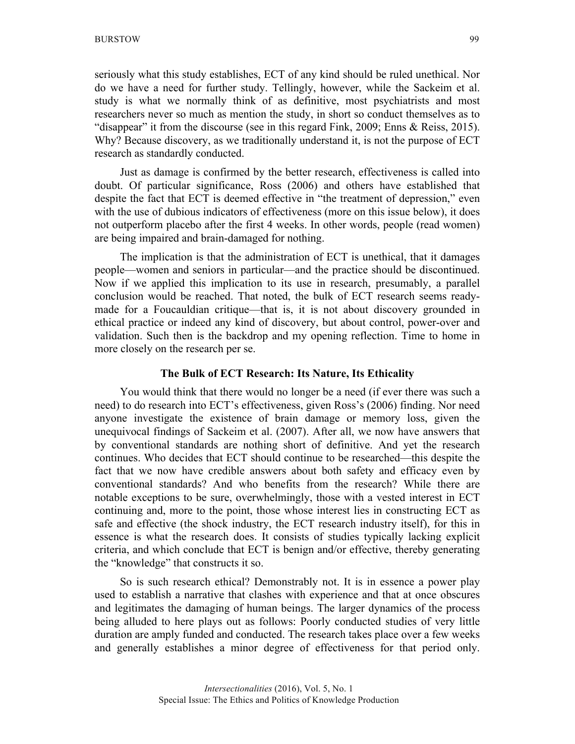seriously what this study establishes, ECT of any kind should be ruled unethical. Nor do we have a need for further study. Tellingly, however, while the Sackeim et al. study is what we normally think of as definitive, most psychiatrists and most researchers never so much as mention the study, in short so conduct themselves as to "disappear" it from the discourse (see in this regard Fink, 2009; Enns & Reiss, 2015). Why? Because discovery, as we traditionally understand it, is not the purpose of ECT research as standardly conducted.

Just as damage is confirmed by the better research, effectiveness is called into doubt. Of particular significance, Ross (2006) and others have established that despite the fact that ECT is deemed effective in "the treatment of depression," even with the use of dubious indicators of effectiveness (more on this issue below), it does not outperform placebo after the first 4 weeks. In other words, people (read women) are being impaired and brain-damaged for nothing.

The implication is that the administration of ECT is unethical, that it damages people—women and seniors in particular—and the practice should be discontinued. Now if we applied this implication to its use in research, presumably, a parallel conclusion would be reached. That noted, the bulk of ECT research seems ready-made for a Foucauldian critique—that is, it is not about discovery grounded in ethical practice or indeed any kind of discovery, but about control, power-over and validation. Such then is the backdrop and my opening reflection. Time to home in more closely on the research per se.

## The Bulk of ECT Research: Its Nature, Its Ethicality

You would think that there would no longer be a need (if ever there was such a need) to do research into ECT's effectiveness, given Ross's (2006) finding. Nor need anyone investigate the existence of brain damage or memory loss, given the unequivocal findings of Sackeim et al. (2007). After all, we now have answers that by conventional standards are nothing short of definitive. And yet the research continues. Who decides that ECT should continue to be researched—this despite the fact that we now have credible answers about both safety and efficacy even by conventional standards? And who benefits from the research? While there are notable exceptions to be sure, overwhelmingly, those with a vested interest in ECT continuing and, more to the point, those whose interest lies in constructing ECT as safe and effective (the shock industry, the ECT research industry itself), for this in essence is what the research does. It consists of studies typically lacking explicit criteria, and which conclude that ECT is benign and/or effective, thereby generating the "knowledge" that constructs it so.

So is such research ethical? Demonstrably not. It is in essence a power play used to establish a narrative that clashes with experience and that at once obscures and legitimates the damaging of human beings. The larger dynamics of the process being alluded to here plays out as follows: Poorly conducted studies of very little duration are amply funded and conducted. The research takes place over a few weeks and generally establishes a minor degree of effectiveness for that period only.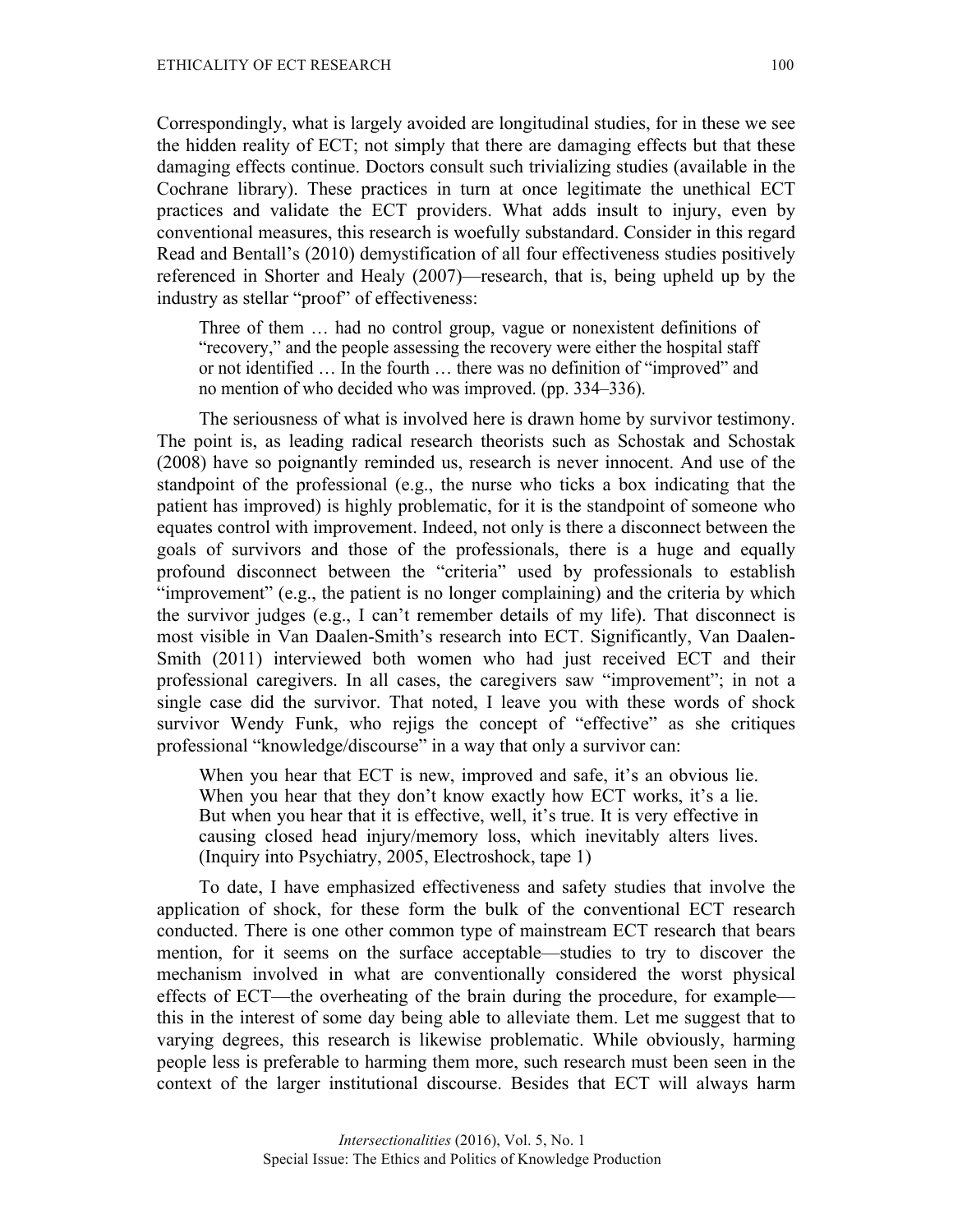Correspondingly, what is largely avoided are longitudinal studies, for in these we see the hidden reality of ECT; not simply that there are damaging effects but that these damaging effects continue. Doctors consult such trivializing studies (available in the Cochrane library). These practices in turn at once legitimate the unethical ECT practices and validate the ECT providers. What adds insult to injury, even by conventional measures, this research is woefully substandard. Consider in this regard Read and Bentall's (2010) demystification of all four effectiveness studies positively referenced in Shorter and Healy (2007)—research, that is, being upheld up by the industry as stellar "proof" of effectiveness:

> Three of them … had no control group, vague or nonexistent definitions of "recovery," and the people assessing the recovery were either the hospital staff or not identified … In the fourth … there was no definition of "improved" and no mention of who decided who was improved. (pp. 334–336).

The seriousness of what is involved here is drawn home by survivor testimony. The point is, as leading radical research theorists such as Schostak and Schostak (2008) have so poignantly reminded us, research is never innocent. And use of the standpoint of the professional (e.g., the nurse who ticks a box indicating that the patient has improved) is highly problematic, for it is the standpoint of someone who equates control with improvement. Indeed, not only is there a disconnect between the goals of survivors and those of the professionals, there is a huge and equally profound disconnect between the "criteria" used by professionals to establish "improvement" (e.g., the patient is no longer complaining) and the criteria by which the survivor judges (e.g., I can't remember details of my life). That disconnect is most visible in Van Daalen-Smith's research into ECT. Significantly, Van Daalen-Smith (2011) interviewed both women who had just received ECT and their professional caregivers. In all cases, the caregivers saw "improvement"; in not a single case did the survivor. That noted, I leave you with these words of shock survivor Wendy Funk, who rejigs the concept of "effective" as she critiques professional "knowledge/discourse" in a way that only a survivor can:

> When you hear that ECT is new, improved and safe, it's an obvious lie. When you hear that they don't know exactly how ECT works, it's a lie. But when you hear that it is effective, well, it's true. It is very effective in causing closed head injury/memory loss, which inevitably alters lives. (Inquiry into Psychiatry, 2005, Electroshock, tape 1)

To date, I have emphasized effectiveness and safety studies that involve the application of shock, for these form the bulk of the conventional ECT research conducted. There is one other common type of mainstream ECT research that bears mention, for it seems on the surface acceptable—studies to try to discover the mechanism involved in what are conventionally considered the worst physical effects of ECT—the overheating of the brain during the procedure, for example—this in the interest of some day being able to alleviate them. Let me suggest that to varying degrees, this research is likewise problematic. While obviously, harming people less is preferable to harming them more, such research must been seen in the context of the larger institutional discourse. Besides that ECT will always harm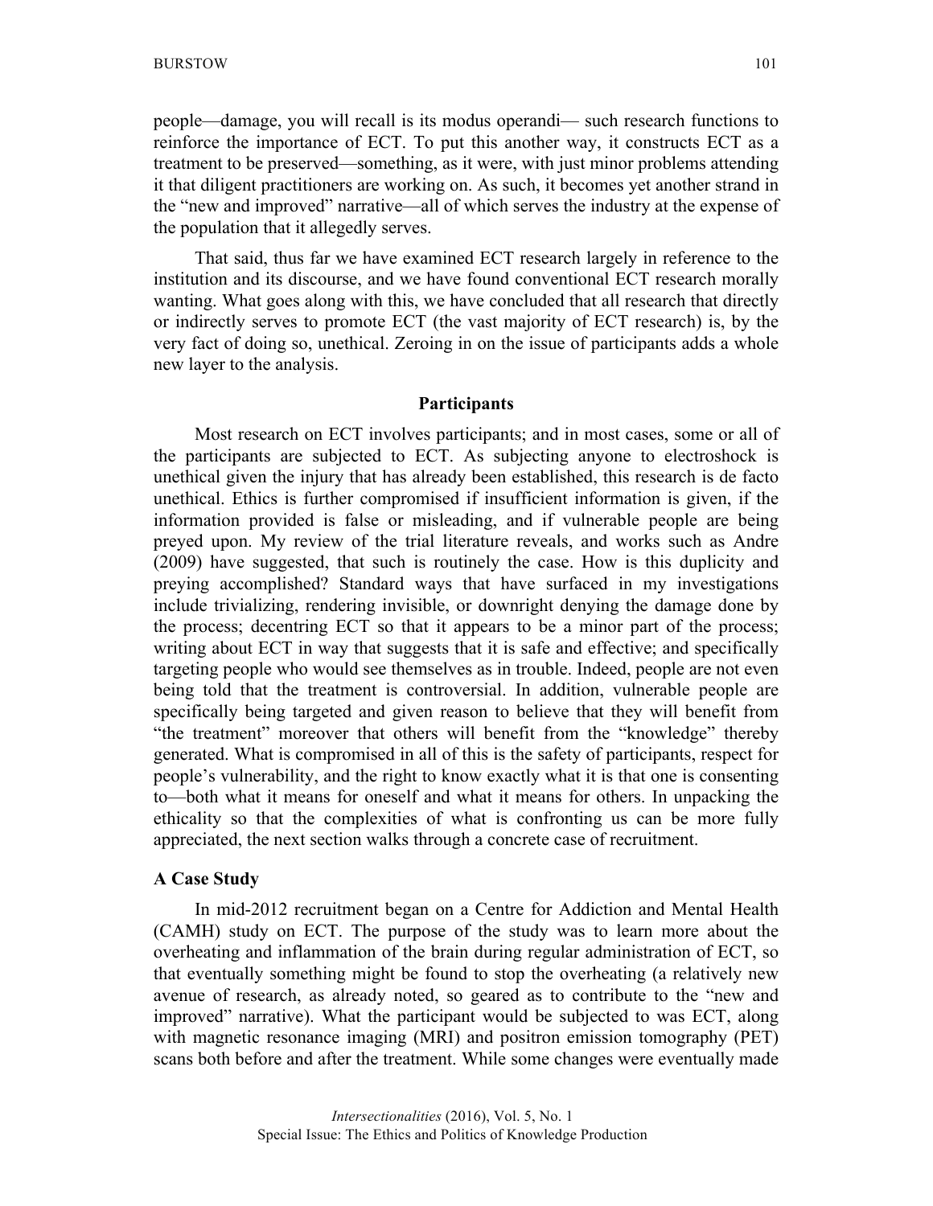people—damage, you will recall is its modus operandi— such research functions to reinforce the importance of ECT. To put this another way, it constructs ECT as a treatment to be preserved—something, as it were, with just minor problems attending it that diligent practitioners are working on. As such, it becomes yet another strand in the "new and improved" narrative—all of which serves the industry at the expense of the population that it allegedly serves.

That said, thus far we have examined ECT research largely in reference to the institution and its discourse, and we have found conventional ECT research morally wanting. What goes along with this, we have concluded that all research that directly or indirectly serves to promote ECT (the vast majority of ECT research) is, by the very fact of doing so, unethical. Zeroing in on the issue of participants adds a whole new layer to the analysis.

## Participants

Most research on ECT involves participants; and in most cases, some or all of the participants are subjected to ECT. As subjecting anyone to electroshock is unethical given the injury that has already been established, this research is de facto unethical. Ethics is further compromised if insufficient information is given, if the information provided is false or misleading, and if vulnerable people are being preyed upon. My review of the trial literature reveals, and works such as Andre (2009) have suggested, that such is routinely the case. How is this duplicity and preying accomplished? Standard ways that have surfaced in my investigations include trivializing, rendering invisible, or downright denying the damage done by the process; decentring ECT so that it appears to be a minor part of the process; writing about ECT in way that suggests that it is safe and effective; and specifically targeting people who would see themselves as in trouble. Indeed, people are not even being told that the treatment is controversial. In addition, vulnerable people are specifically being targeted and given reason to believe that they will benefit from "the treatment" moreover that others will benefit from the "knowledge" thereby generated. What is compromised in all of this is the safety of participants, respect for people's vulnerability, and the right to know exactly what it is that one is consenting to—both what it means for oneself and what it means for others. In unpacking the ethicality so that the complexities of what is confronting us can be more fully appreciated, the next section walks through a concrete case of recruitment.

### A Case Study

In mid-2012 recruitment began on a Centre for Addiction and Mental Health (CAMH) study on ECT. The purpose of the study was to learn more about the overheating and inflammation of the brain during regular administration of ECT, so that eventually something might be found to stop the overheating (a relatively new avenue of research, as already noted, so geared as to contribute to the "new and improved" narrative). What the participant would be subjected to was ECT, along with magnetic resonance imaging (MRI) and positron emission tomography (PET) scans both before and after the treatment. While some changes were eventually made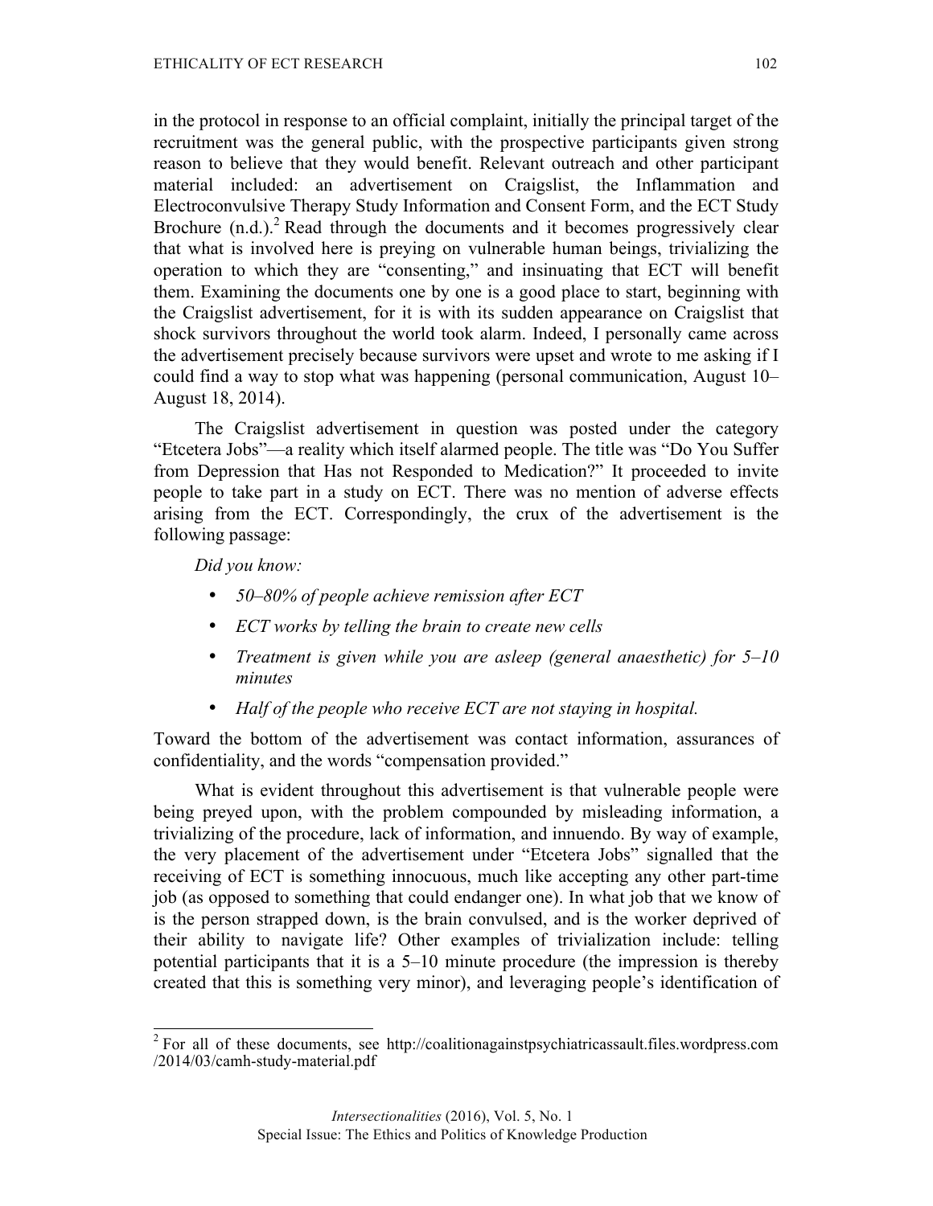in the protocol in response to an official complaint, initially the principal target of the recruitment was the general public, with the prospective participants given strong reason to believe that they would benefit. Relevant outreach and other participant material included: an advertisement on Craigslist, the Inflammation and Electroconvulsive Therapy Study Information and Consent Form, and the ECT Study Brochure (n.d.).[2] Read through the documents and it becomes progressively clear that what is involved here is preying on vulnerable human beings, trivializing the operation to which they are "consenting," and insinuating that ECT will benefit them. Examining the documents one by one is a good place to start, beginning with the Craigslist advertisement, for it is with its sudden appearance on Craigslist that shock survivors throughout the world took alarm. Indeed, I personally came across the advertisement precisely because survivors were upset and wrote to me asking if I could find a way to stop what was happening (personal communication, August 10–August 18, 2014).

The Craigslist advertisement in question was posted under the category "Etcetera Jobs"—a reality which itself alarmed people. The title was "Do You Suffer from Depression that Has not Responded to Medication?" It proceeded to invite people to take part in a study on ECT. There was no mention of adverse effects arising from the ECT. Correspondingly, the crux of the advertisement is the following passage:

*Did you know:*

- *50–80% of people achieve remission after ECT*
- *ECT works by telling the brain to create new cells*
- *Treatment is given while you are asleep (general anaesthetic) for 5–10 minutes*
- *Half of the people who receive ECT are not staying in hospital.*

Toward the bottom of the advertisement was contact information, assurances of confidentiality, and the words "compensation provided."

What is evident throughout this advertisement is that vulnerable people were being preyed upon, with the problem compounded by misleading information, a trivializing of the procedure, lack of information, and innuendo. By way of example, the very placement of the advertisement under "Etcetera Jobs" signalled that the receiving of ECT is something innocuous, much like accepting any other part-time job (as opposed to something that could endanger one). In what job that we know of is the person strapped down, is the brain convulsed, and is the worker deprived of their ability to navigate life? Other examples of trivialization include: telling potential participants that it is a 5–10 minute procedure (the impression is thereby created that this is something very minor), and leveraging people's identification of

[2] For all of these documents, see http://coalitionagainstpsychiatricassault.files.wordpress.com/2014/03/camh-study-material.pdf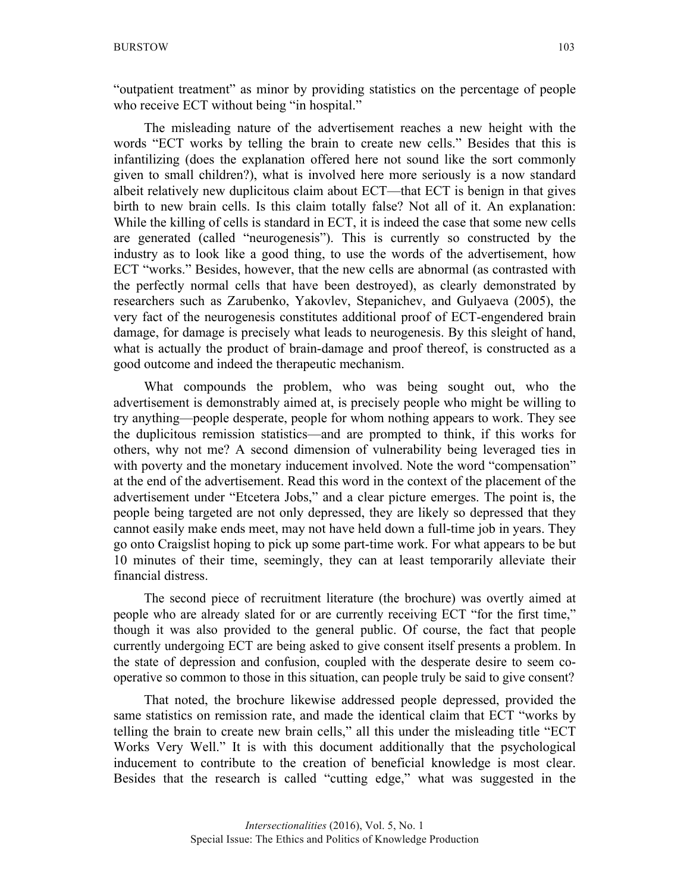"outpatient treatment" as minor by providing statistics on the percentage of people who receive ECT without being "in hospital."

The misleading nature of the advertisement reaches a new height with the words "ECT works by telling the brain to create new cells." Besides that this is infantilizing (does the explanation offered here not sound like the sort commonly given to small children?), what is involved here more seriously is a now standard albeit relatively new duplicitous claim about ECT—that ECT is benign in that gives birth to new brain cells. Is this claim totally false? Not all of it. An explanation: While the killing of cells is standard in ECT, it is indeed the case that some new cells are generated (called "neurogenesis"). This is currently so constructed by the industry as to look like a good thing, to use the words of the advertisement, how ECT "works." Besides, however, that the new cells are abnormal (as contrasted with the perfectly normal cells that have been destroyed), as clearly demonstrated by researchers such as Zarubenko, Yakovlev, Stepanichev, and Gulyaeva (2005), the very fact of the neurogenesis constitutes additional proof of ECT-engendered brain damage, for damage is precisely what leads to neurogenesis. By this sleight of hand, what is actually the product of brain-damage and proof thereof, is constructed as a good outcome and indeed the therapeutic mechanism.

What compounds the problem, who was being sought out, who the advertisement is demonstrably aimed at, is precisely people who might be willing to try anything—people desperate, people for whom nothing appears to work. They see the duplicitous remission statistics—and are prompted to think, if this works for others, why not me? A second dimension of vulnerability being leveraged ties in with poverty and the monetary inducement involved. Note the word "compensation" at the end of the advertisement. Read this word in the context of the placement of the advertisement under "Etcetera Jobs," and a clear picture emerges. The point is, the people being targeted are not only depressed, they are likely so depressed that they cannot easily make ends meet, may not have held down a full-time job in years. They go onto Craigslist hoping to pick up some part-time work. For what appears to be but 10 minutes of their time, seemingly, they can at least temporarily alleviate their financial distress.

The second piece of recruitment literature (the brochure) was overtly aimed at people who are already slated for or are currently receiving ECT "for the first time," though it was also provided to the general public. Of course, the fact that people currently undergoing ECT are being asked to give consent itself presents a problem. In the state of depression and confusion, coupled with the desperate desire to seem co-operative so common to those in this situation, can people truly be said to give consent?

That noted, the brochure likewise addressed people depressed, provided the same statistics on remission rate, and made the identical claim that ECT "works by telling the brain to create new brain cells," all this under the misleading title "ECT Works Very Well." It is with this document additionally that the psychological inducement to contribute to the creation of beneficial knowledge is most clear. Besides that the research is called "cutting edge," what was suggested in the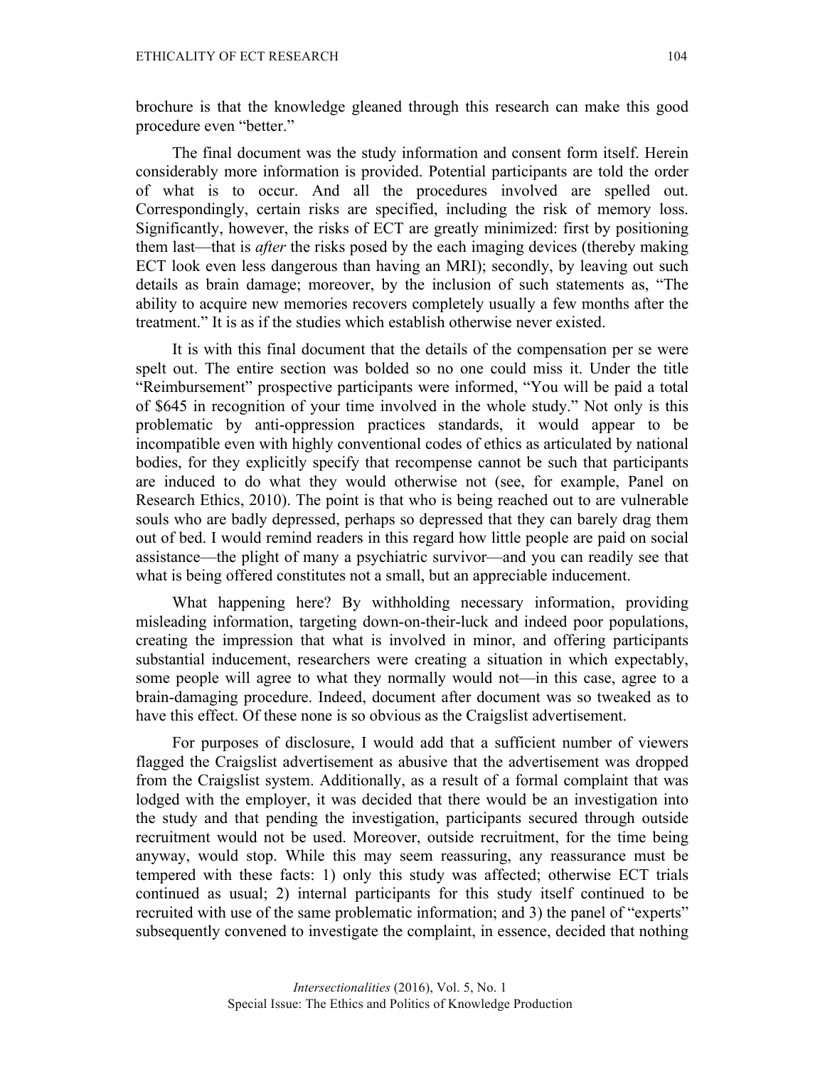brochure is that the knowledge gleaned through this research can make this good procedure even "better."

The final document was the study information and consent form itself. Herein considerably more information is provided. Potential participants are told the order of what is to occur. And all the procedures involved are spelled out. Correspondingly, certain risks are specified, including the risk of memory loss. Significantly, however, the risks of ECT are greatly minimized: first by positioning them last—that is *after* the risks posed by the each imaging devices (thereby making ECT look even less dangerous than having an MRI); secondly, by leaving out such details as brain damage; moreover, by the inclusion of such statements as, "The ability to acquire new memories recovers completely usually a few months after the treatment." It is as if the studies which establish otherwise never existed.

It is with this final document that the details of the compensation per se were spelt out. The entire section was bolded so no one could miss it. Under the title "Reimbursement" prospective participants were informed, "You will be paid a total of $645 in recognition of your time involved in the whole study." Not only is this problematic by anti-oppression practices standards, it would appear to be incompatible even with highly conventional codes of ethics as articulated by national bodies, for they explicitly specify that recompense cannot be such that participants are induced to do what they would otherwise not (see, for example, Panel on Research Ethics, 2010). The point is that who is being reached out to are vulnerable souls who are badly depressed, perhaps so depressed that they can barely drag them out of bed. I would remind readers in this regard how little people are paid on social assistance—the plight of many a psychiatric survivor—and you can readily see that what is being offered constitutes not a small, but an appreciable inducement.

What happening here? By withholding necessary information, providing misleading information, targeting down-on-their-luck and indeed poor populations, creating the impression that what is involved in minor, and offering participants substantial inducement, researchers were creating a situation in which expectably, some people will agree to what they normally would not—in this case, agree to a brain-damaging procedure. Indeed, document after document was so tweaked as to have this effect. Of these none is so obvious as the Craigslist advertisement.

For purposes of disclosure, I would add that a sufficient number of viewers flagged the Craigslist advertisement as abusive that the advertisement was dropped from the Craigslist system. Additionally, as a result of a formal complaint that was lodged with the employer, it was decided that there would be an investigation into the study and that pending the investigation, participants secured through outside recruitment would not be used. Moreover, outside recruitment, for the time being anyway, would stop. While this may seem reassuring, any reassurance must be tempered with these facts: 1) only this study was affected; otherwise ECT trials continued as usual; 2) internal participants for this study itself continued to be recruited with use of the same problematic information; and 3) the panel of "experts" subsequently convened to investigate the complaint, in essence, decided that nothing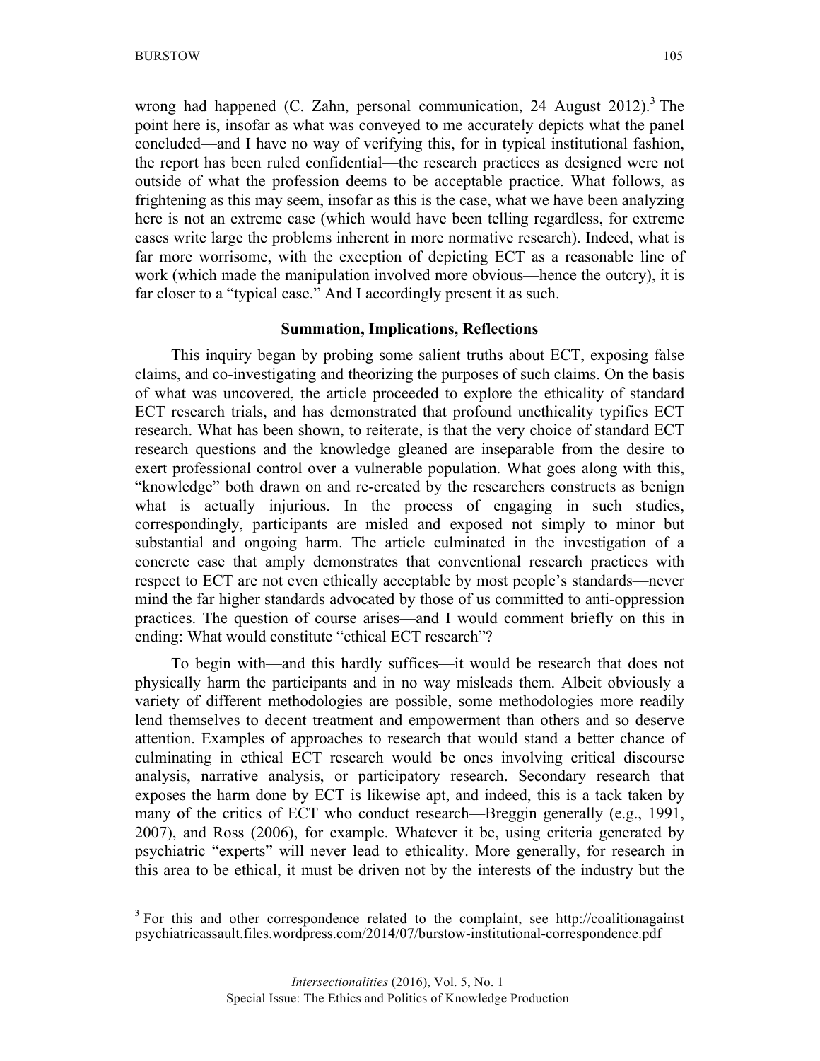wrong had happened (C. Zahn, personal communication, 24 August 2012).[3] The point here is, insofar as what was conveyed to me accurately depicts what the panel concluded—and I have no way of verifying this, for in typical institutional fashion, the report has been ruled confidential—the research practices as designed were not outside of what the profession deems to be acceptable practice. What follows, as frightening as this may seem, insofar as this is the case, what we have been analyzing here is not an extreme case (which would have been telling regardless, for extreme cases write large the problems inherent in more normative research). Indeed, what is far more worrisome, with the exception of depicting ECT as a reasonable line of work (which made the manipulation involved more obvious—hence the outcry), it is far closer to a "typical case." And I accordingly present it as such.

## Summation, Implications, Reflections

This inquiry began by probing some salient truths about ECT, exposing false claims, and co-investigating and theorizing the purposes of such claims. On the basis of what was uncovered, the article proceeded to explore the ethicality of standard ECT research trials, and has demonstrated that profound unethicality typifies ECT research. What has been shown, to reiterate, is that the very choice of standard ECT research questions and the knowledge gleaned are inseparable from the desire to exert professional control over a vulnerable population. What goes along with this, "knowledge" both drawn on and re-created by the researchers constructs as benign what is actually injurious. In the process of engaging in such studies, correspondingly, participants are misled and exposed not simply to minor but substantial and ongoing harm. The article culminated in the investigation of a concrete case that amply demonstrates that conventional research practices with respect to ECT are not even ethically acceptable by most people's standards—never mind the far higher standards advocated by those of us committed to anti-oppression practices. The question of course arises—and I would comment briefly on this in ending: What would constitute "ethical ECT research"?

To begin with—and this hardly suffices—it would be research that does not physically harm the participants and in no way misleads them. Albeit obviously a variety of different methodologies are possible, some methodologies more readily lend themselves to decent treatment and empowerment than others and so deserve attention. Examples of approaches to research that would stand a better chance of culminating in ethical ECT research would be ones involving critical discourse analysis, narrative analysis, or participatory research. Secondary research that exposes the harm done by ECT is likewise apt, and indeed, this is a tack taken by many of the critics of ECT who conduct research—Breggin generally (e.g., 1991, 2007), and Ross (2006), for example. Whatever it be, using criteria generated by psychiatric "experts" will never lead to ethicality. More generally, for research in this area to be ethical, it must be driven not by the interests of the industry but the

---

[3] For this and other correspondence related to the complaint, see http://coalitionagainstpsychiatricassault.files.wordpress.com/2014/07/burstow-institutional-correspondence.pdf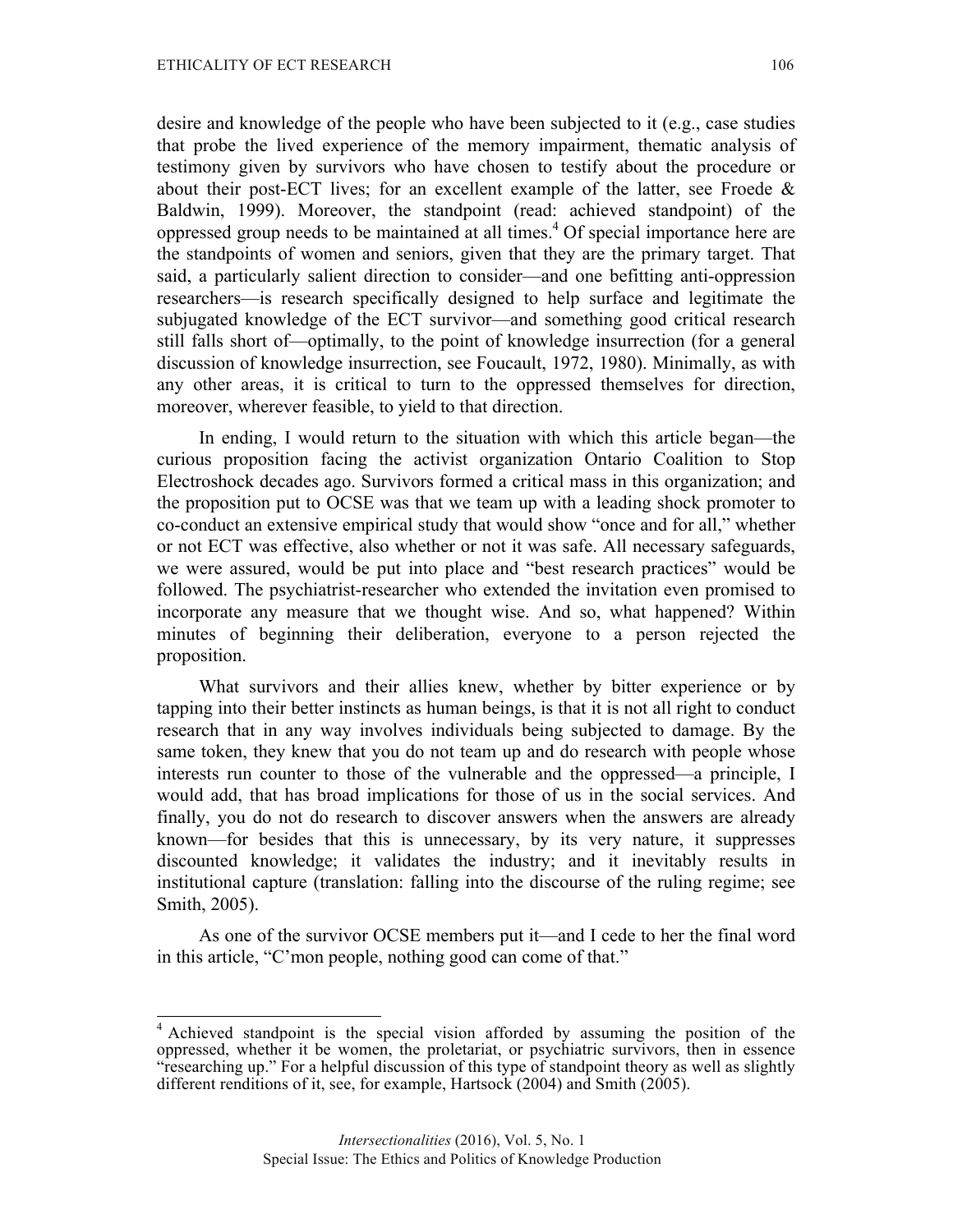desire and knowledge of the people who have been subjected to it (e.g., case studies that probe the lived experience of the memory impairment, thematic analysis of testimony given by survivors who have chosen to testify about the procedure or about their post-ECT lives; for an excellent example of the latter, see Froede & Baldwin, 1999). Moreover, the standpoint (read: achieved standpoint) of the oppressed group needs to be maintained at all times.[4] Of special importance here are the standpoints of women and seniors, given that they are the primary target. That said, a particularly salient direction to consider—and one befitting anti-oppression researchers—is research specifically designed to help surface and legitimate the subjugated knowledge of the ECT survivor—and something good critical research still falls short of—optimally, to the point of knowledge insurrection (for a general discussion of knowledge insurrection, see Foucault, 1972, 1980). Minimally, as with any other areas, it is critical to turn to the oppressed themselves for direction, moreover, wherever feasible, to yield to that direction.

In ending, I would return to the situation with which this article began—the curious proposition facing the activist organization Ontario Coalition to Stop Electroshock decades ago. Survivors formed a critical mass in this organization; and the proposition put to OCSE was that we team up with a leading shock promoter to co-conduct an extensive empirical study that would show "once and for all," whether or not ECT was effective, also whether or not it was safe. All necessary safeguards, we were assured, would be put into place and "best research practices" would be followed. The psychiatrist-researcher who extended the invitation even promised to incorporate any measure that we thought wise. And so, what happened? Within minutes of beginning their deliberation, everyone to a person rejected the proposition.

What survivors and their allies knew, whether by bitter experience or by tapping into their better instincts as human beings, is that it is not all right to conduct research that in any way involves individuals being subjected to damage. By the same token, they knew that you do not team up and do research with people whose interests run counter to those of the vulnerable and the oppressed—a principle, I would add, that has broad implications for those of us in the social services. And finally, you do not do research to discover answers when the answers are already known—for besides that this is unnecessary, by its very nature, it suppresses discounted knowledge; it validates the industry; and it inevitably results in institutional capture (translation: falling into the discourse of the ruling regime; see Smith, 2005).

As one of the survivor OCSE members put it—and I cede to her the final word in this article, "C'mon people, nothing good can come of that."

---

[4] Achieved standpoint is the special vision afforded by assuming the position of the oppressed, whether it be women, the proletariat, or psychiatric survivors, then in essence "researching up." For a helpful discussion of this type of standpoint theory as well as slightly different renditions of it, see, for example, Hartsock (2004) and Smith (2005).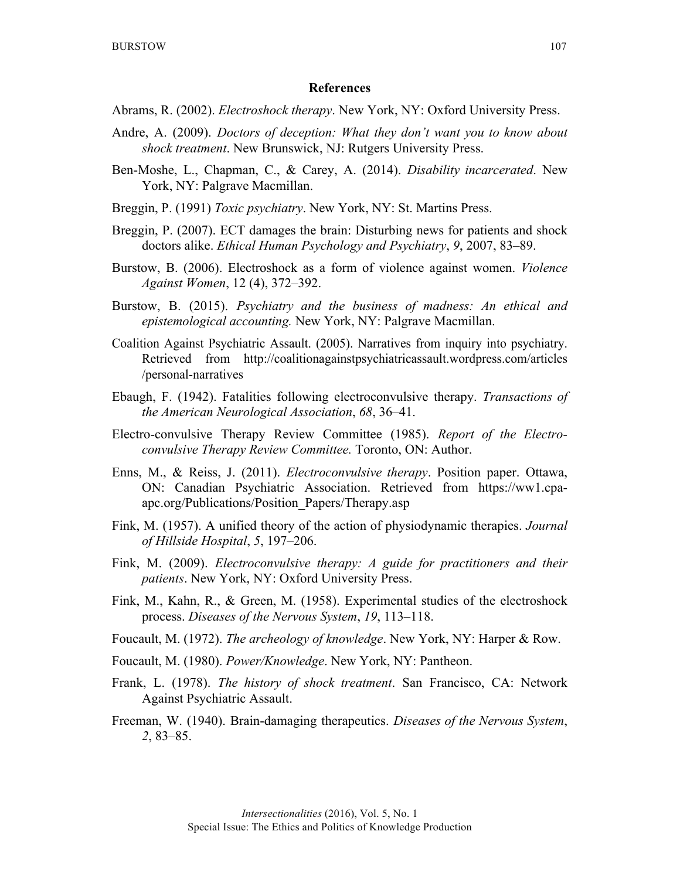## References

Abrams, R. (2002). *Electroshock therapy*. New York, NY: Oxford University Press.

Andre, A. (2009). *Doctors of deception: What they don't want you to know about shock treatment*. New Brunswick, NJ: Rutgers University Press.

Ben-Moshe, L., Chapman, C., & Carey, A. (2014). *Disability incarcerated*. New York, NY: Palgrave Macmillan.

Breggin, P. (1991) *Toxic psychiatry*. New York, NY: St. Martins Press.

Breggin, P. (2007). ECT damages the brain: Disturbing news for patients and shock doctors alike. *Ethical Human Psychology and Psychiatry*, *9*, 2007, 83–89.

Burstow, B. (2006). Electroshock as a form of violence against women. *Violence Against Women*, 12 (4), 372–392.

Burstow, B. (2015). *Psychiatry and the business of madness: An ethical and epistemological accounting.* New York, NY: Palgrave Macmillan.

Coalition Against Psychiatric Assault. (2005). Narratives from inquiry into psychiatry. Retrieved from http://coalitionagainstpsychiatricassault.wordpress.com/articles/personal-narratives

Ebaugh, F. (1942). Fatalities following electroconvulsive therapy. *Transactions of the American Neurological Association*, *68*, 36–41.

Electro-convulsive Therapy Review Committee (1985). *Report of the Electro-convulsive Therapy Review Committee.* Toronto, ON: Author.

Enns, M., & Reiss, J. (2011). *Electroconvulsive therapy*. Position paper. Ottawa, ON: Canadian Psychiatric Association. Retrieved from https://ww1.cpa-apc.org/Publications/Position_Papers/Therapy.asp

Fink, M. (1957). A unified theory of the action of physiodynamic therapies. *Journal of Hillside Hospital*, *5*, 197–206.

Fink, M. (2009). *Electroconvulsive therapy: A guide for practitioners and their patients*. New York, NY: Oxford University Press.

Fink, M., Kahn, R., & Green, M. (1958). Experimental studies of the electroshock process. *Diseases of the Nervous System*, *19*, 113–118.

Foucault, M. (1972). *The archeology of knowledge*. New York, NY: Harper & Row.

Foucault, M. (1980). *Power/Knowledge*. New York, NY: Pantheon.

Frank, L. (1978). *The history of shock treatment*. San Francisco, CA: Network Against Psychiatric Assault.

Freeman, W. (1940). Brain-damaging therapeutics. *Diseases of the Nervous System*, *2*, 83–85.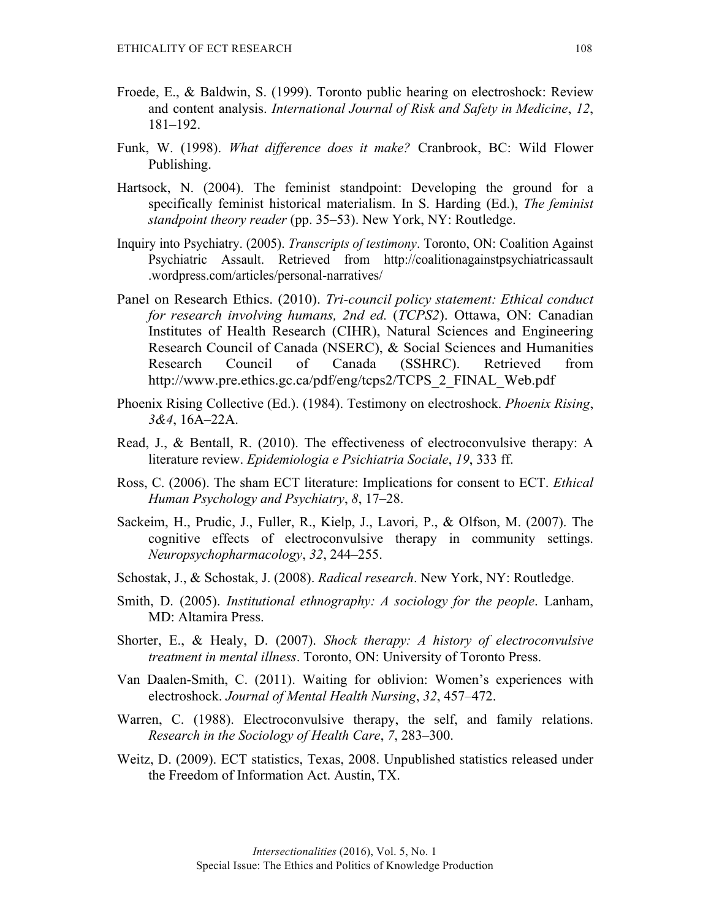Froede, E., & Baldwin, S. (1999). Toronto public hearing on electroshock: Review and content analysis. *International Journal of Risk and Safety in Medicine*, *12*, 181–192.

Funk, W. (1998). *What difference does it make?* Cranbrook, BC: Wild Flower Publishing.

Hartsock, N. (2004). The feminist standpoint: Developing the ground for a specifically feminist historical materialism. In S. Harding (Ed.), *The feminist standpoint theory reader* (pp. 35–53). New York, NY: Routledge.

Inquiry into Psychiatry. (2005). *Transcripts of testimony*. Toronto, ON: Coalition Against Psychiatric Assault. Retrieved from http://coalitionagainstpsychiatricassault.wordpress.com/articles/personal-narratives/

Panel on Research Ethics. (2010). *Tri-council policy statement: Ethical conduct for research involving humans, 2nd ed.* (*TCPS2*). Ottawa, ON: Canadian Institutes of Health Research (CIHR), Natural Sciences and Engineering Research Council of Canada (NSERC), & Social Sciences and Humanities Research Council of Canada (SSHRC). Retrieved from http://www.pre.ethics.gc.ca/pdf/eng/tcps2/TCPS_2_FINAL_Web.pdf

Phoenix Rising Collective (Ed.). (1984). Testimony on electroshock. *Phoenix Rising*, *3&4*, 16A–22A.

Read, J., & Bentall, R. (2010). The effectiveness of electroconvulsive therapy: A literature review. *Epidemiologia e Psichiatria Sociale*, *19*, 333 ff.

Ross, C. (2006). The sham ECT literature: Implications for consent to ECT. *Ethical Human Psychology and Psychiatry*, *8*, 17–28.

Sackeim, H., Prudic, J., Fuller, R., Kielp, J., Lavori, P., & Olfson, M. (2007). The cognitive effects of electroconvulsive therapy in community settings. *Neuropsychopharmacology*, *32*, 244–255.

Schostak, J., & Schostak, J. (2008). *Radical research*. New York, NY: Routledge.

Smith, D. (2005). *Institutional ethnography: A sociology for the people*. Lanham, MD: Altamira Press.

Shorter, E., & Healy, D. (2007). *Shock therapy: A history of electroconvulsive treatment in mental illness*. Toronto, ON: University of Toronto Press.

Van Daalen-Smith, C. (2011). Waiting for oblivion: Women's experiences with electroshock. *Journal of Mental Health Nursing*, *32*, 457–472.

Warren, C. (1988). Electroconvulsive therapy, the self, and family relations. *Research in the Sociology of Health Care*, *7*, 283–300.

Weitz, D. (2009). ECT statistics, Texas, 2008. Unpublished statistics released under the Freedom of Information Act. Austin, TX.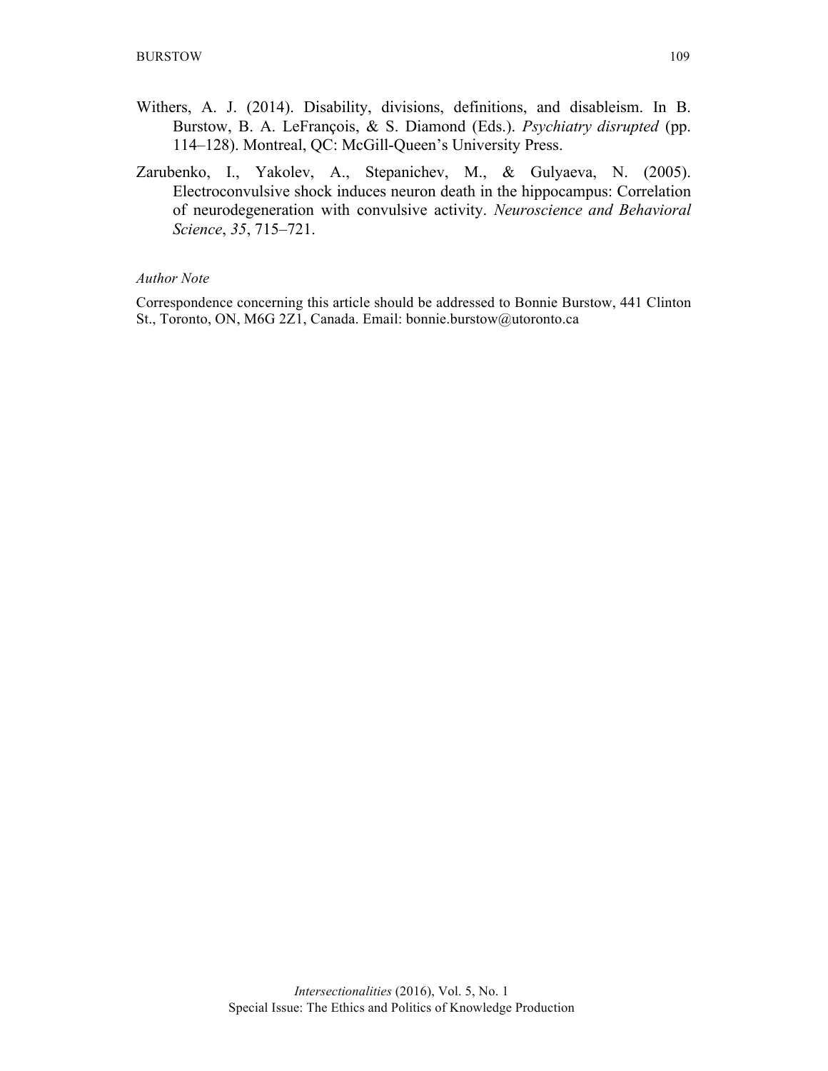Withers, A. J. (2014). Disability, divisions, definitions, and disableism. In B. Burstow, B. A. LeFrançois, & S. Diamond (Eds.). *Psychiatry disrupted* (pp. 114–128). Montreal, QC: McGill-Queen's University Press.

Zarubenko, I., Yakolev, A., Stepanichev, M., & Gulyaeva, N. (2005). Electroconvulsive shock induces neuron death in the hippocampus: Correlation of neurodegeneration with convulsive activity. *Neuroscience and Behavioral Science*, *35*, 715–721.

*Author Note*

Correspondence concerning this article should be addressed to Bonnie Burstow, 441 Clinton St., Toronto, ON, M6G 2Z1, Canada. Email: bonnie.burstow@utoronto.ca